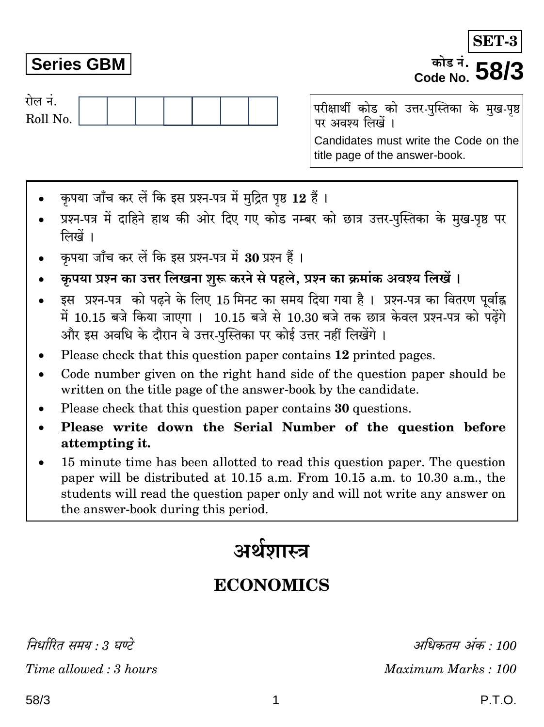**SET-3**

**Series GBM**

कोड नं.
Code No. **58/3**

रोल नं.
Roll No.

| | | | | | | |
|---|---|---|---|---|---|---|

परीक्षार्थी कोड को उत्तर-पुस्तिका के मुख-पृष्ठ पर अवश्य लिखें ।

Candidates must write the Code on the title page of the answer-book.

- कृपया जाँच कर लें कि इस प्रश्न-पत्र में मुद्रित पृष्ठ **12** हैं ।
- प्रश्न-पत्र में दाहिने हाथ की ओर दिए गए कोड नम्बर को छात्र उत्तर-पुस्तिका के मुख-पृष्ठ पर लिखें ।
- कृपया जाँच कर लें कि इस प्रश्न-पत्र में **30** प्रश्न हैं ।
- **कृपया प्रश्न का उत्तर लिखना शुरू करने से पहले, प्रश्न का क्रमांक अवश्य लिखें ।**
- इस प्रश्न-पत्र को पढ़ने के लिए 15 मिनट का समय दिया गया है । प्रश्न-पत्र का वितरण पूर्वाह्न में 10.15 बजे किया जाएगा । 10.15 बजे से 10.30 बजे तक छात्र केवल प्रश्न-पत्र को पढ़ेंगे और इस अवधि के दौरान वे उत्तर-पुस्तिका पर कोई उत्तर नहीं लिखेंगे ।
- Please check that this question paper contains **12** printed pages.
- Code number given on the right hand side of the question paper should be written on the title page of the answer-book by the candidate.
- Please check that this question paper contains **30** questions.
- **Please write down the Serial Number of the question before attempting it.**
- 15 minute time has been allotted to read this question paper. The question paper will be distributed at 10.15 a.m. From 10.15 a.m. to 10.30 a.m., the students will read the question paper only and will not write any answer on the answer-book during this period.

# अर्थशास्त्र

# ECONOMICS

*निर्धारित समय : 3 घण्टे*
*Time allowed : 3 hours*

*अधिकतम अंक : 100*
*Maximum Marks : 100*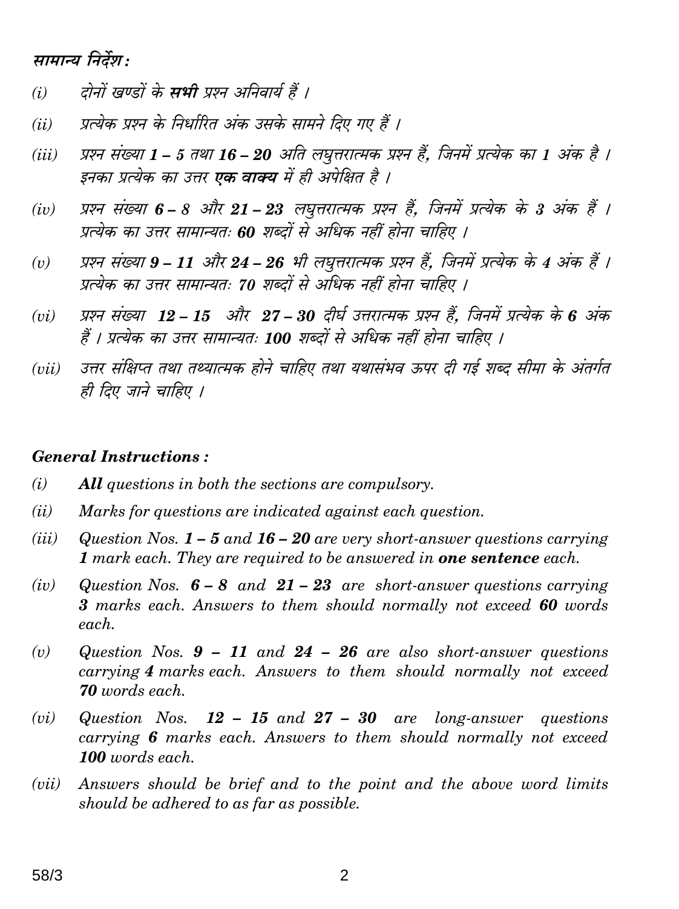*सामान्य निर्देश :*

*(i)* *दोनों खण्डों के **सभी** प्रश्न अनिवार्य हैं ।*

*(ii)* *प्रत्येक प्रश्न के निर्धारित अंक उसके सामने दिए गए हैं ।*

*(iii)* *प्रश्न संख्या **1 – 5** तथा **16 – 20** अति लघुत्तरात्मक प्रश्न हैं, जिनमें प्रत्येक का **1** अंक है । इनका प्रत्येक का उत्तर **एक वाक्य** में ही अपेक्षित है ।*

*(iv)* *प्रश्न संख्या **6 – 8** और **21 – 23** लघुत्तरात्मक प्रश्न हैं, जिनमें प्रत्येक के **3** अंक हैं । प्रत्येक का उत्तर सामान्यतः **60** शब्दों से अधिक नहीं होना चाहिए ।*

*(v)* *प्रश्न संख्या **9 – 11** और **24 – 26** भी लघुत्तरात्मक प्रश्न हैं, जिनमें प्रत्येक के **4** अंक हैं । प्रत्येक का उत्तर सामान्यतः **70** शब्दों से अधिक नहीं होना चाहिए ।*

*(vi)* *प्रश्न संख्या **12 – 15** और **27 – 30** दीर्घ उत्तरात्मक प्रश्न हैं, जिनमें प्रत्येक के **6** अंक हैं । प्रत्येक का उत्तर सामान्यतः **100** शब्दों से अधिक नहीं होना चाहिए ।*

*(vii)* *उत्तर संक्षिप्त तथा तथ्यात्मक होने चाहिए तथा यथासंभव ऊपर दी गई शब्द सीमा के अंतर्गत ही दिए जाने चाहिए ।*

***General Instructions :***

*(i)* ***All** questions in both the sections are compulsory.*

*(ii)* *Marks for questions are indicated against each question.*

*(iii)* *Question Nos. **1 – 5** and **16 – 20** are very short-answer questions carrying **1** mark each. They are required to be answered in **one sentence** each.*

*(iv)* *Question Nos. **6 – 8** and **21 – 23** are short-answer questions carrying **3** marks each. Answers to them should normally not exceed **60** words each.*

*(v)* *Question Nos. **9 – 11** and **24 – 26** are also short-answer questions carrying **4** marks each. Answers to them should normally not exceed **70** words each.*

*(vi)* *Question Nos. **12 – 15** and **27 – 30** are long-answer questions carrying **6** marks each. Answers to them should normally not exceed **100** words each.*

*(vii)* *Answers should be brief and to the point and the above word limits should be adhered to as far as possible.*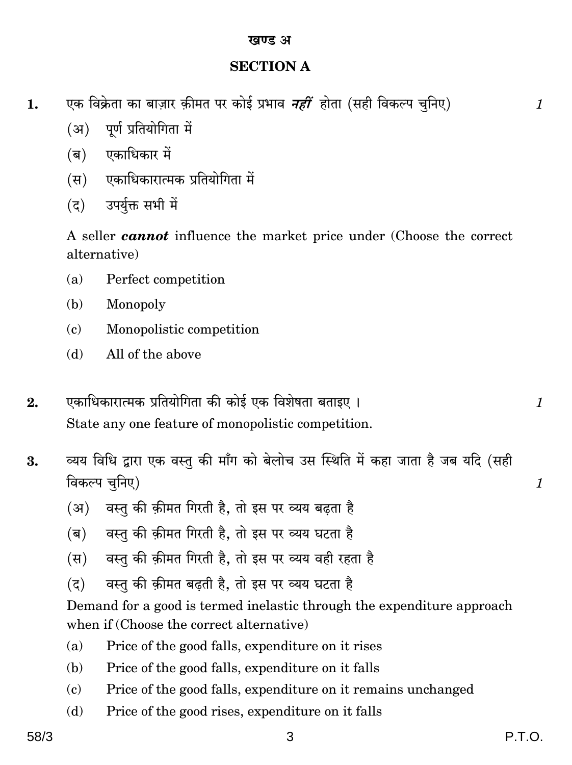## खण्ड अ

## SECTION A

**1.** एक विक्रेता का बाज़ार क़ीमत पर कोई प्रभाव ***नहीं*** होता (सही विकल्प चुनिए) *1*

(अ) पूर्ण प्रतियोगिता में

(ब) एकाधिकार में

(स) एकाधिकारात्मक प्रतियोगिता में

(द) उपर्युक्त सभी में

A seller ***cannot*** influence the market price under (Choose the correct alternative)

(a) Perfect competition

(b) Monopoly

(c) Monopolistic competition

(d) All of the above

**2.** एकाधिकारात्मक प्रतियोगिता की कोई एक विशेषता बताइए । *1*

State any one feature of monopolistic competition.

**3.** व्यय विधि द्वारा एक वस्तु की माँग को बेलोच उस स्थिति में कहा जाता है जब यदि (सही विकल्प चुनिए) *1*

(अ) वस्तु की क़ीमत गिरती है, तो इस पर व्यय बढ़ता है

(ब) वस्तु की क़ीमत गिरती है, तो इस पर व्यय घटता है

(स) वस्तु की क़ीमत गिरती है, तो इस पर व्यय वही रहता है

(द) वस्तु की क़ीमत बढ़ती है, तो इस पर व्यय घटता है

Demand for a good is termed inelastic through the expenditure approach when if (Choose the correct alternative)

(a) Price of the good falls, expenditure on it rises

(b) Price of the good falls, expenditure on it falls

(c) Price of the good falls, expenditure on it remains unchanged

(d) Price of the good rises, expenditure on it falls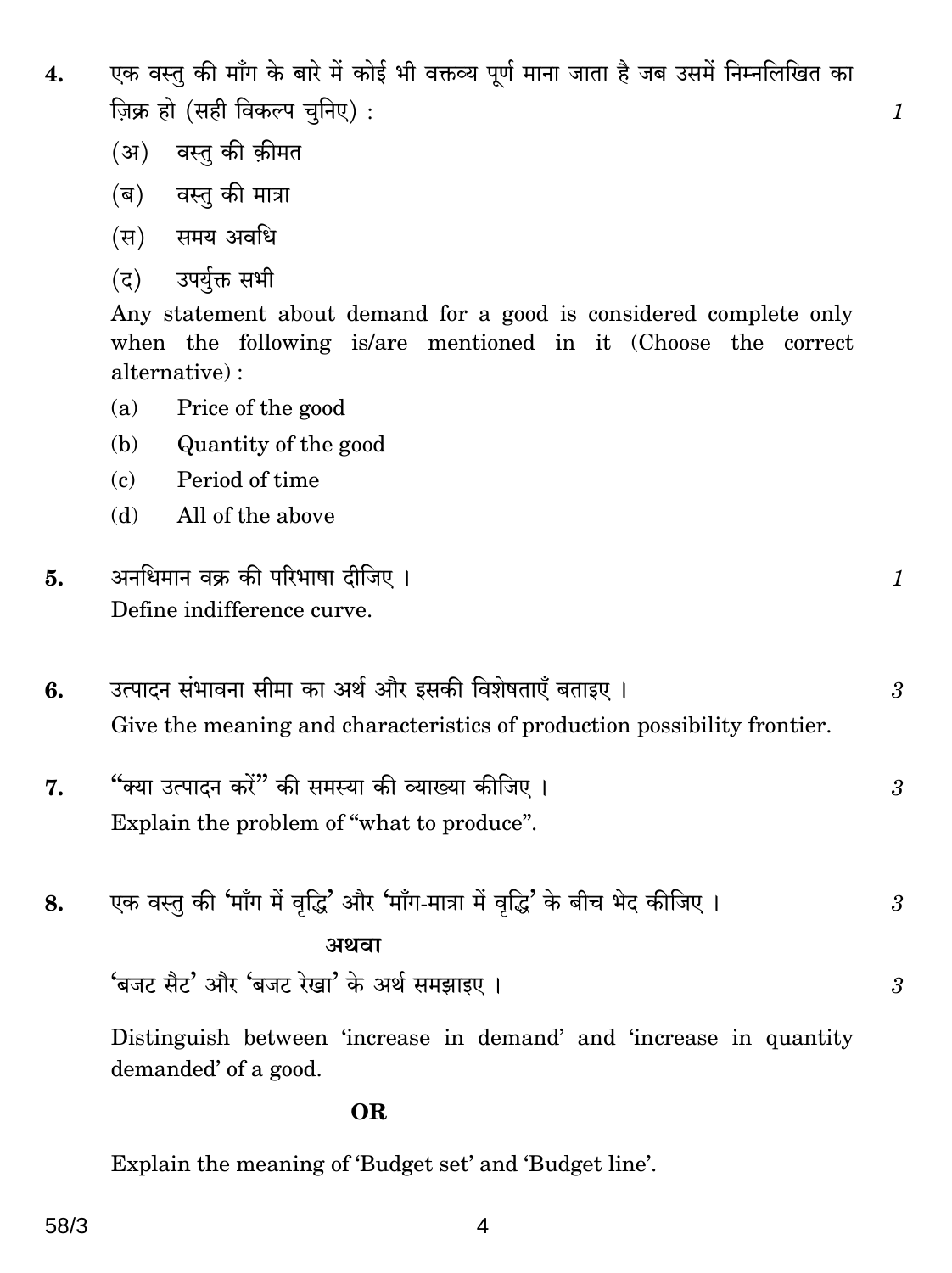**4.** एक वस्तु की माँग के बारे में कोई भी वक्तव्य पूर्ण माना जाता है जब उसमें निम्नलिखित का ज़िक्र हो (सही विकल्प चुनिए) : *1*

(अ) वस्तु की क़ीमत

(ब) वस्तु की मात्रा

(स) समय अवधि

(द) उपर्युक्त सभी

Any statement about demand for a good is considered complete only when the following is/are mentioned in it (Choose the correct alternative) :

(a) Price of the good

(b) Quantity of the good

(c) Period of time

(d) All of the above

**5.** अनधिमान वक्र की परिभाषा दीजिए । *1*

Define indifference curve.

**6.** उत्पादन संभावना सीमा का अर्थ और इसकी विशेषताएँ बताइए । *3*

Give the meaning and characteristics of production possibility frontier.

**7.** "क्या उत्पादन करें" की समस्या की व्याख्या कीजिए । *3*

Explain the problem of "what to produce".

**8.** एक वस्तु की 'माँग में वृद्धि' और 'माँग-मात्रा में वृद्धि' के बीच भेद कीजिए । *3*

**अथवा**

'बजट सैट' और 'बजट रेखा' के अर्थ समझाइए । *3*

Distinguish between 'increase in demand' and 'increase in quantity demanded' of a good.

**OR**

Explain the meaning of 'Budget set' and 'Budget line'.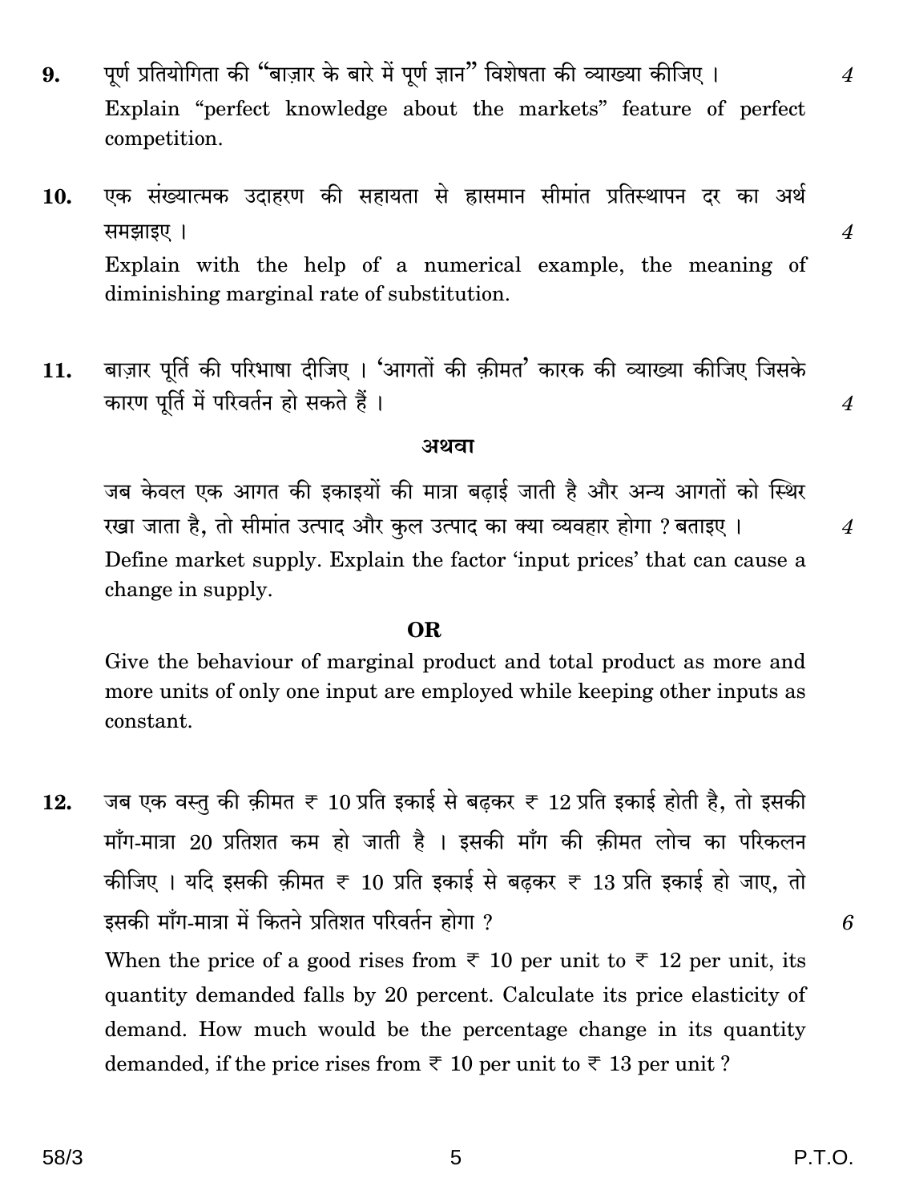**9.** पूर्ण प्रतियोगिता की "बाज़ार के बारे में पूर्ण ज्ञान" विशेषता की व्याख्या कीजिए । *4*

Explain "perfect knowledge about the markets" feature of perfect competition.

**10.** एक संख्यात्मक उदाहरण की सहायता से ह्रासमान सीमांत प्रतिस्थापन दर का अर्थ समझाइए । *4*

Explain with the help of a numerical example, the meaning of diminishing marginal rate of substitution.

**11.** बाज़ार पूर्ति की परिभाषा दीजिए । 'आगतों की क़ीमत' कारक की व्याख्या कीजिए जिसके कारण पूर्ति में परिवर्तन हो सकते हैं । *4*

**अथवा**

जब केवल एक आगत की इकाइयों की मात्रा बढ़ाई जाती है और अन्य आगतों को स्थिर रखा जाता है, तो सीमांत उत्पाद और कुल उत्पाद का क्या व्यवहार होगा ? बताइए । *4*

Define market supply. Explain the factor 'input prices' that can cause a change in supply.

**OR**

Give the behaviour of marginal product and total product as more and more units of only one input are employed while keeping other inputs as constant.

**12.** जब एक वस्तु की क़ीमत ₹ 10 प्रति इकाई से बढ़कर ₹ 12 प्रति इकाई होती है, तो इसकी माँग-मात्रा 20 प्रतिशत कम हो जाती है । इसकी माँग की क़ीमत लोच का परिकलन कीजिए । यदि इसकी क़ीमत ₹ 10 प्रति इकाई से बढ़कर ₹ 13 प्रति इकाई हो जाए, तो इसकी माँग-मात्रा में कितने प्रतिशत परिवर्तन होगा ? *6*

When the price of a good rises from ₹ 10 per unit to ₹ 12 per unit, its quantity demanded falls by 20 percent. Calculate its price elasticity of demand. How much would be the percentage change in its quantity demanded, if the price rises from ₹ 10 per unit to ₹ 13 per unit ?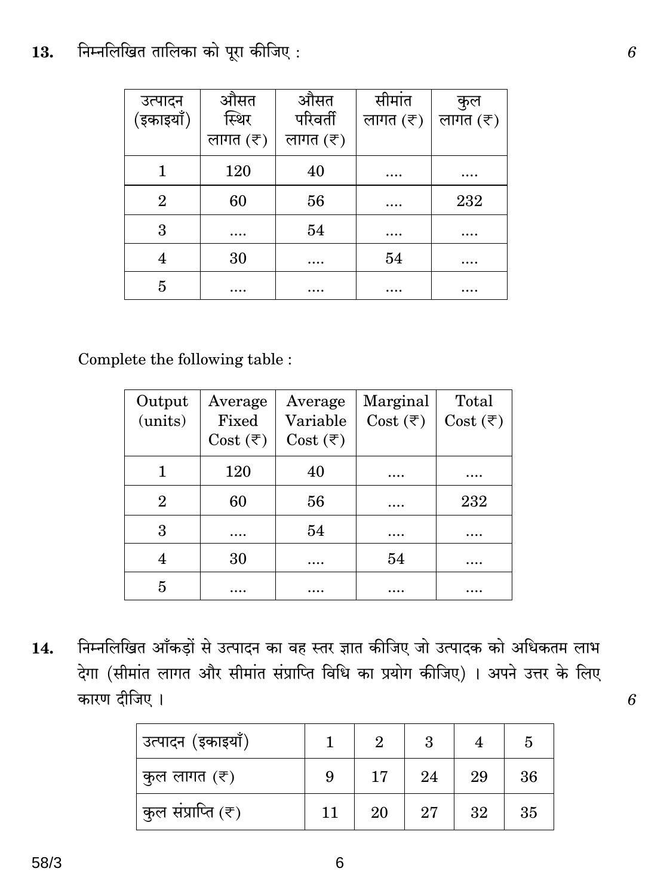**13.** निम्नलिखित तालिका को पूरा कीजिए : *6*

| उत्पादन (इकाइयाँ) | औसत स्थिर लागत (₹) | औसत परिवर्ती लागत (₹) | सीमांत लागत (₹) | कुल लागत (₹) |
|---|---|---|---|---|
| 1 | 120 | 40 | .... | .... |
| 2 | 60 | 56 | .... | 232 |
| 3 | .... | 54 | .... | .... |
| 4 | 30 | .... | 54 | .... |
| 5 | .... | .... | .... | .... |

Complete the following table :

| Output (units) | Average Fixed Cost (₹) | Average Variable Cost (₹) | Marginal Cost (₹) | Total Cost (₹) |
|---|---|---|---|---|
| 1 | 120 | 40 | .... | .... |
| 2 | 60 | 56 | .... | 232 |
| 3 | .... | 54 | .... | .... |
| 4 | 30 | .... | 54 | .... |
| 5 | .... | .... | .... | .... |

**14.** निम्नलिखित आँकड़ों से उत्पादन का वह स्तर ज्ञात कीजिए जो उत्पादक को अधिकतम लाभ देगा (सीमांत लागत और सीमांत संप्राप्ति विधि का प्रयोग कीजिए) । अपने उत्तर के लिए कारण दीजिए । *6*

| उत्पादन (इकाइयाँ) | 1 | 2 | 3 | 4 | 5 |
|---|---|---|---|---|---|
| कुल लागत (₹) | 9 | 17 | 24 | 29 | 36 |
| कुल संप्राप्ति (₹) | 11 | 20 | 27 | 32 | 35 |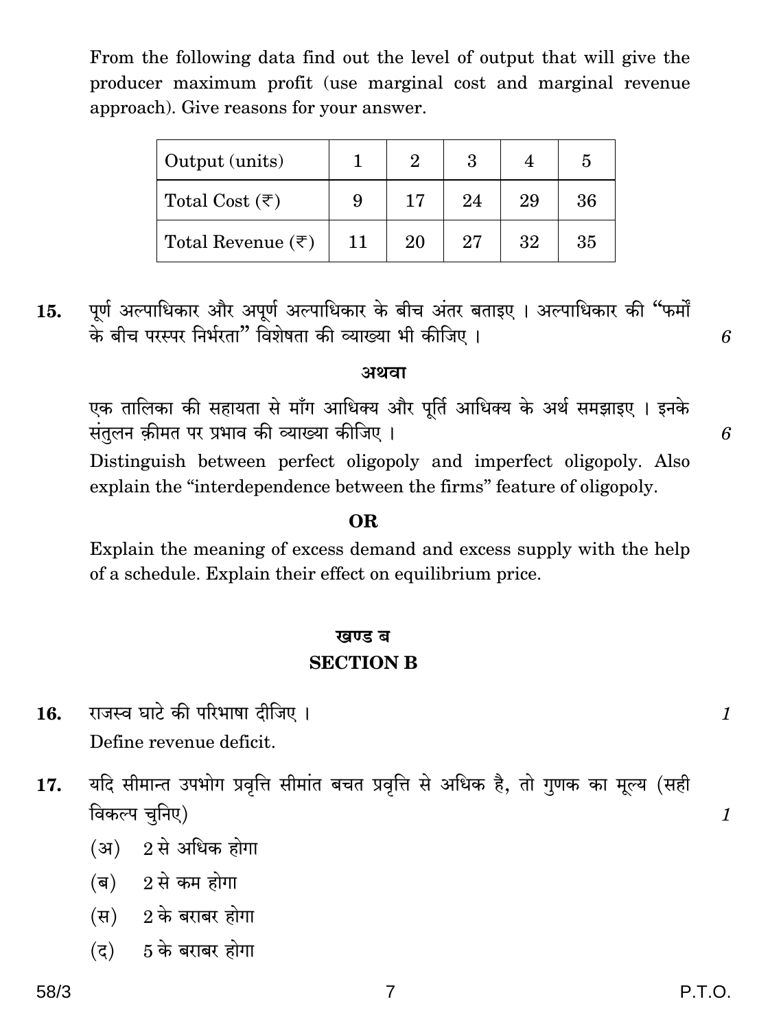From the following data find out the level of output that will give the producer maximum profit (use marginal cost and marginal revenue approach). Give reasons for your answer.

| Output (units) | 1 | 2 | 3 | 4 | 5 |
|---|---|---|---|---|---|
| Total Cost (₹) | 9 | 17 | 24 | 29 | 36 |
| Total Revenue (₹) | 11 | 20 | 27 | 32 | 35 |

**15.** पूर्ण अल्पाधिकार और अपूर्ण अल्पाधिकार के बीच अंतर बताइए । अल्पाधिकार की “फर्मों के बीच परस्पर निर्भरता” विशेषता की व्याख्या भी कीजिए । *6*

**अथवा**

एक तालिका की सहायता से माँग आधिक्य और पूर्ति आधिक्य के अर्थ समझाइए । इनके संतुलन क़ीमत पर प्रभाव की व्याख्या कीजिए । *6*

Distinguish between perfect oligopoly and imperfect oligopoly. Also explain the “interdependence between the firms” feature of oligopoly.

**OR**

Explain the meaning of excess demand and excess supply with the help of a schedule. Explain their effect on equilibrium price.

## खण्ड ब
## SECTION B

**16.** राजस्व घाटे की परिभाषा दीजिए । *1*

Define revenue deficit.

**17.** यदि सीमान्त उपभोग प्रवृत्ति सीमांत बचत प्रवृत्ति से अधिक है, तो गुणक का मूल्य (सही विकल्प चुनिए) *1*

(अ) 2 से अधिक होगा

(ब) 2 से कम होगा

(स) 2 के बराबर होगा

(द) 5 के बराबर होगा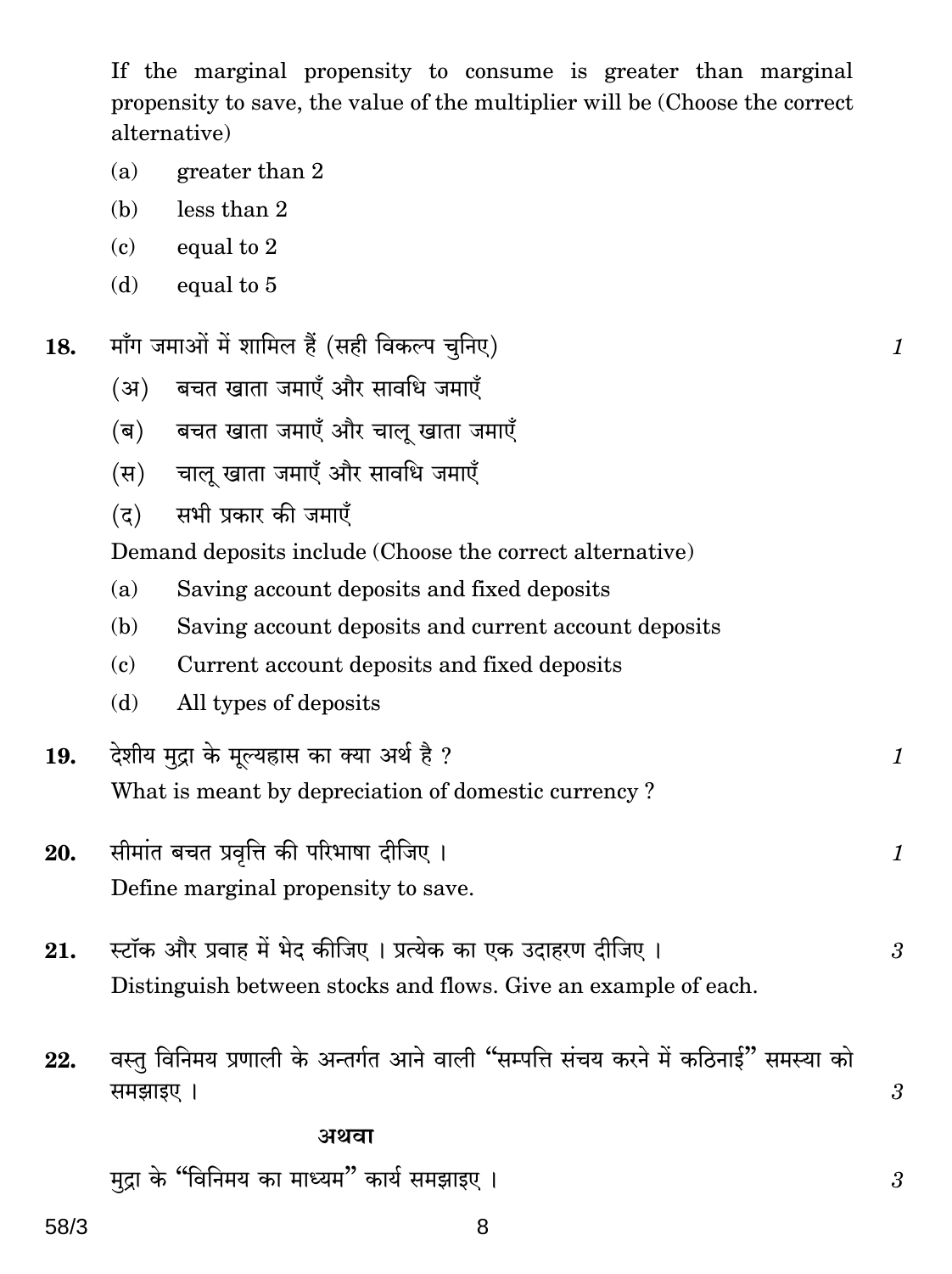If the marginal propensity to consume is greater than marginal propensity to save, the value of the multiplier will be (Choose the correct alternative)

(a) greater than 2

(b) less than 2

(c) equal to 2

(d) equal to 5

**18.** माँग जमाओं में शामिल हैं (सही विकल्प चुनिए) *1*

(अ) बचत खाता जमाएँ और सावधि जमाएँ

(ब) बचत खाता जमाएँ और चालू खाता जमाएँ

(स) चालू खाता जमाएँ और सावधि जमाएँ

(द) सभी प्रकार की जमाएँ

Demand deposits include (Choose the correct alternative)

(a) Saving account deposits and fixed deposits

(b) Saving account deposits and current account deposits

(c) Current account deposits and fixed deposits

(d) All types of deposits

**19.** देशीय मुद्रा के मूल्यह्रास का क्या अर्थ है ? *1*

What is meant by depreciation of domestic currency ?

**20.** सीमांत बचत प्रवृत्ति की परिभाषा दीजिए । *1*

Define marginal propensity to save.

**21.** स्टॉक और प्रवाह में भेद कीजिए । प्रत्येक का एक उदाहरण दीजिए । *3*

Distinguish between stocks and flows. Give an example of each.

**22.** वस्तु विनिमय प्रणाली के अन्तर्गत आने वाली "सम्पत्ति संचय करने में कठिनाई" समस्या को समझाइए । *3*

**अथवा**

मुद्रा के "विनिमय का माध्यम" कार्य समझाइए । *3*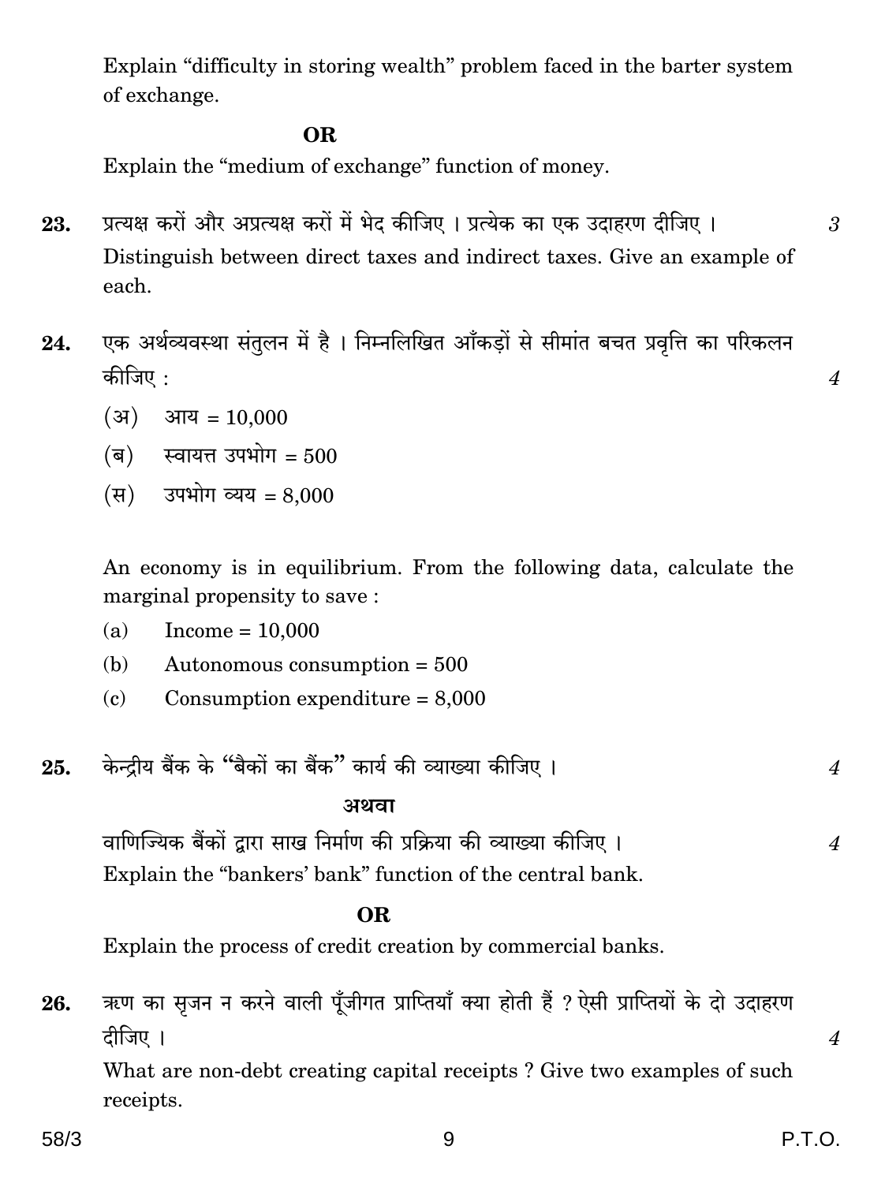Explain "difficulty in storing wealth" problem faced in the barter system of exchange.

**OR**

Explain the "medium of exchange" function of money.

**23.** प्रत्यक्ष करों और अप्रत्यक्ष करों में भेद कीजिए । प्रत्येक का एक उदाहरण दीजिए । 3

Distinguish between direct taxes and indirect taxes. Give an example of each.

**24.** एक अर्थव्यवस्था संतुलन में है । निम्नलिखित आँकड़ों से सीमांत बचत प्रवृत्ति का परिकलन कीजिए : 4

(अ) आय = 10,000

(ब) स्वायत्त उपभोग = 500

(स) उपभोग व्यय = 8,000

An economy is in equilibrium. From the following data, calculate the marginal propensity to save :

(a) Income = 10,000

(b) Autonomous consumption = 500

(c) Consumption expenditure = 8,000

**25.** केन्द्रीय बैंक के "बैंकों का बैंक" कार्य की व्याख्या कीजिए । 4

**अथवा**

वाणिज्यिक बैंकों द्वारा साख निर्माण की प्रक्रिया की व्याख्या कीजिए । 4

Explain the "bankers' bank" function of the central bank.

**OR**

Explain the process of credit creation by commercial banks.

**26.** ऋण का सृजन न करने वाली पूँजीगत प्राप्तियाँ क्या होती हैं ? ऐसी प्राप्तियों के दो उदाहरण दीजिए । 4

What are non-debt creating capital receipts ? Give two examples of such receipts.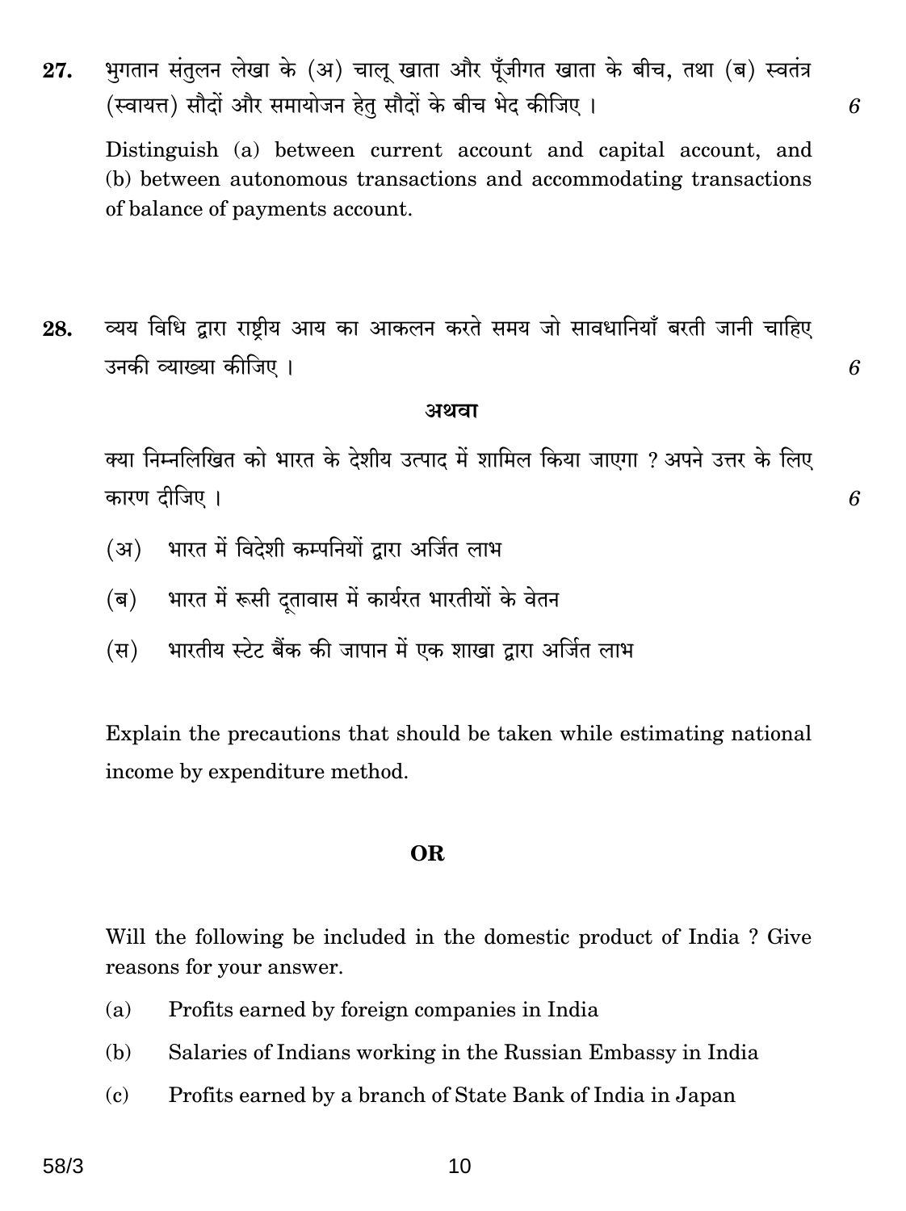**27.** भुगतान संतुलन लेखा के (अ) चालू खाता और पूँजीगत खाता के बीच, तथा (ब) स्वतंत्र (स्वायत्त) सौदों और समायोजन हेतु सौदों के बीच भेद कीजिए । *6*

Distinguish (a) between current account and capital account, and (b) between autonomous transactions and accommodating transactions of balance of payments account.

**28.** व्यय विधि द्वारा राष्ट्रीय आय का आकलन करते समय जो सावधानियाँ बरती जानी चाहिए उनकी व्याख्या कीजिए । *6*

**अथवा**

क्या निम्नलिखित को भारत के देशीय उत्पाद में शामिल किया जाएगा ? अपने उत्तर के लिए कारण दीजिए । *6*

(अ) भारत में विदेशी कम्पनियों द्वारा अर्जित लाभ

(ब) भारत में रूसी दूतावास में कार्यरत भारतीयों के वेतन

(स) भारतीय स्टेट बैंक की जापान में एक शाखा द्वारा अर्जित लाभ

Explain the precautions that should be taken while estimating national income by expenditure method.

**OR**

Will the following be included in the domestic product of India ? Give reasons for your answer.

(a) Profits earned by foreign companies in India

(b) Salaries of Indians working in the Russian Embassy in India

(c) Profits earned by a branch of State Bank of India in Japan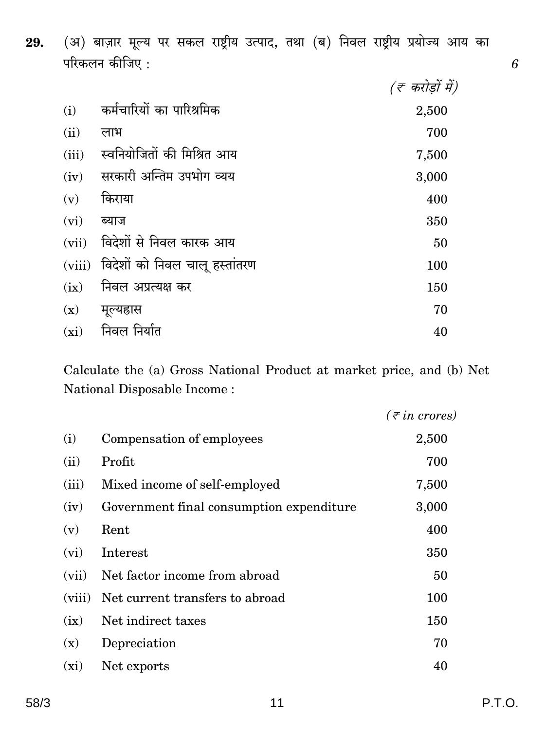**29.** (अ) बाज़ार मूल्य पर सकल राष्ट्रीय उत्पाद, तथा (ब) निवल राष्ट्रीय प्रयोज्य आय का परिकलन कीजिए : *6*

| | | *(₹ करोड़ों में)* |
|---|---|---|
| (i) | कर्मचारियों का पारिश्रमिक | 2,500 |
| (ii) | लाभ | 700 |
| (iii) | स्वनियोजितों की मिश्रित आय | 7,500 |
| (iv) | सरकारी अन्तिम उपभोग व्यय | 3,000 |
| (v) | किराया | 400 |
| (vi) | ब्याज | 350 |
| (vii) | विदेशों से निवल कारक आय | 50 |
| (viii) | विदेशों को निवल चालू हस्तांतरण | 100 |
| (ix) | निवल अप्रत्यक्ष कर | 150 |
| (x) | मूल्यह्रास | 70 |
| (xi) | निवल निर्यात | 40 |

Calculate the (a) Gross National Product at market price, and (b) Net National Disposable Income :

| | | *(₹ in crores)* |
|---|---|---|
| (i) | Compensation of employees | 2,500 |
| (ii) | Profit | 700 |
| (iii) | Mixed income of self-employed | 7,500 |
| (iv) | Government final consumption expenditure | 3,000 |
| (v) | Rent | 400 |
| (vi) | Interest | 350 |
| (vii) | Net factor income from abroad | 50 |
| (viii) | Net current transfers to abroad | 100 |
| (ix) | Net indirect taxes | 150 |
| (x) | Depreciation | 70 |
| (xi) | Net exports | 40 |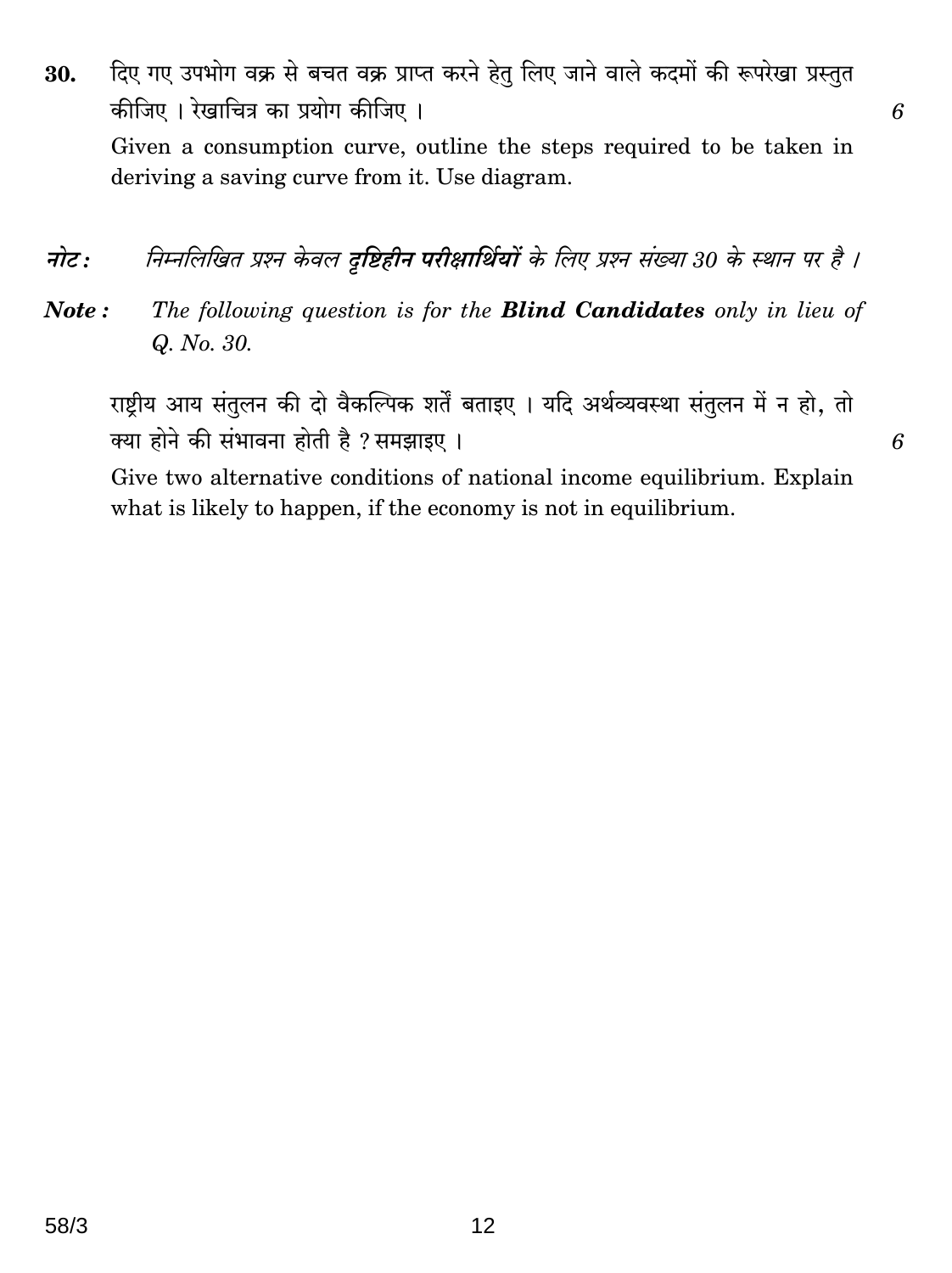**30.** दिए गए उपभोग वक्र से बचत वक्र प्राप्त करने हेतु लिए जाने वाले कदमों की रूपरेखा प्रस्तुत कीजिए । रेखाचित्र का प्रयोग कीजिए । *6*

Given a consumption curve, outline the steps required to be taken in deriving a saving curve from it. Use diagram.

**नोट :** *निम्नलिखित प्रश्न केवल* ***दृष्टिहीन परीक्षार्थियों*** *के लिए प्रश्न संख्या 30 के स्थान पर है ।*

***Note :*** *The following question is for the* ***Blind Candidates*** *only in lieu of Q. No. 30.*

राष्ट्रीय आय संतुलन की दो वैकल्पिक शर्तें बताइए । यदि अर्थव्यवस्था संतुलन में न हो, तो क्या होने की संभावना होती है ? समझाइए । *6*

Give two alternative conditions of national income equilibrium. Explain what is likely to happen, if the economy is not in equilibrium.